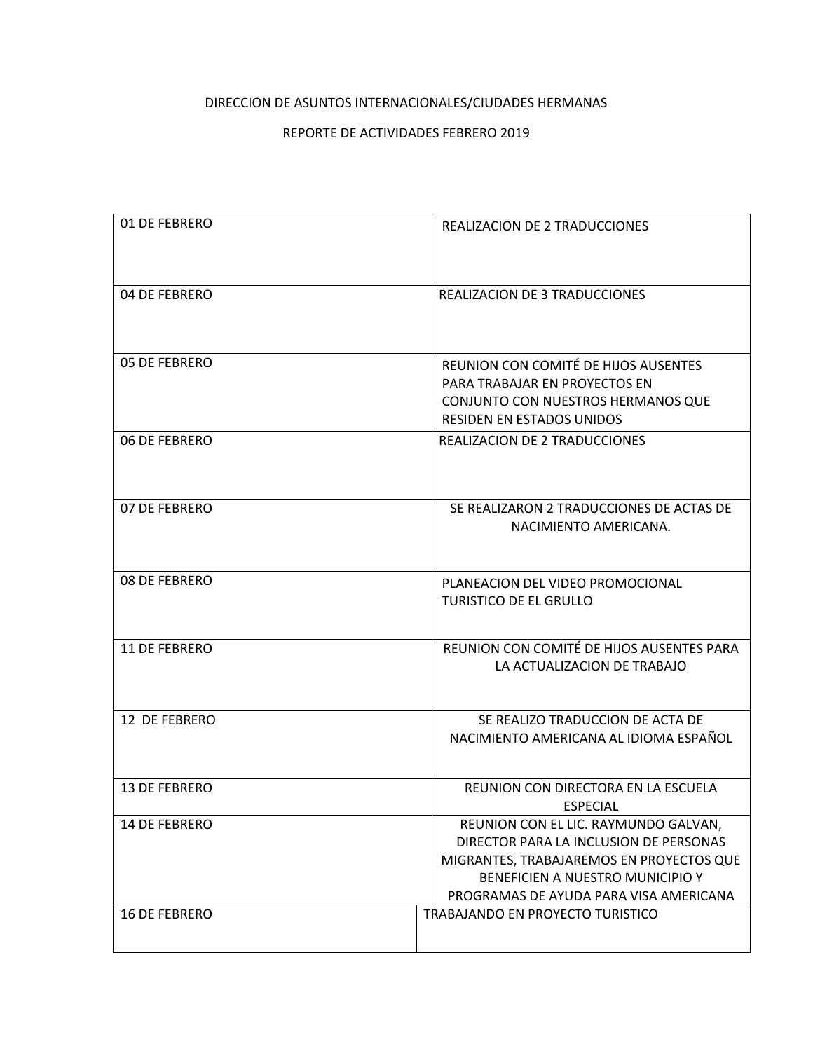DIRECCION DE ASUNTOS INTERNACIONALES/CIUDADES HERMANAS

REPORTE DE ACTIVIDADES FEBRERO 2019

| | |
|---|---|
| 01 DE FEBRERO | REALIZACION DE 2 TRADUCCIONES |
| 04 DE FEBRERO | REALIZACION DE 3 TRADUCCIONES |
| 05 DE FEBRERO | REUNION CON COMITÉ DE HIJOS AUSENTES PARA TRABAJAR EN PROYECTOS EN CONJUNTO CON NUESTROS HERMANOS QUE RESIDEN EN ESTADOS UNIDOS |
| 06 DE FEBRERO | REALIZACION DE 2 TRADUCCIONES |
| 07 DE FEBRERO | SE REALIZARON 2 TRADUCCIONES DE ACTAS DE NACIMIENTO AMERICANA. |
| 08 DE FEBRERO | PLANEACION DEL VIDEO PROMOCIONAL TURISTICO DE EL GRULLO |
| 11 DE FEBRERO | REUNION CON COMITÉ DE HIJOS AUSENTES PARA LA ACTUALIZACION DE TRABAJO |
| 12 DE FEBRERO | SE REALIZO TRADUCCION DE ACTA DE NACIMIENTO AMERICANA AL IDIOMA ESPAÑOL |
| 13 DE FEBRERO | REUNION CON DIRECTORA EN LA ESCUELA ESPECIAL |
| 14 DE FEBRERO | REUNION CON EL LIC. RAYMUNDO GALVAN, DIRECTOR PARA LA INCLUSION DE PERSONAS MIGRANTES, TRABAJAREMOS EN PROYECTOS QUE BENEFICIEN A NUESTRO MUNICIPIO Y PROGRAMAS DE AYUDA PARA VISA AMERICANA |
| 16 DE FEBRERO | TRABAJANDO EN PROYECTO TURISTICO |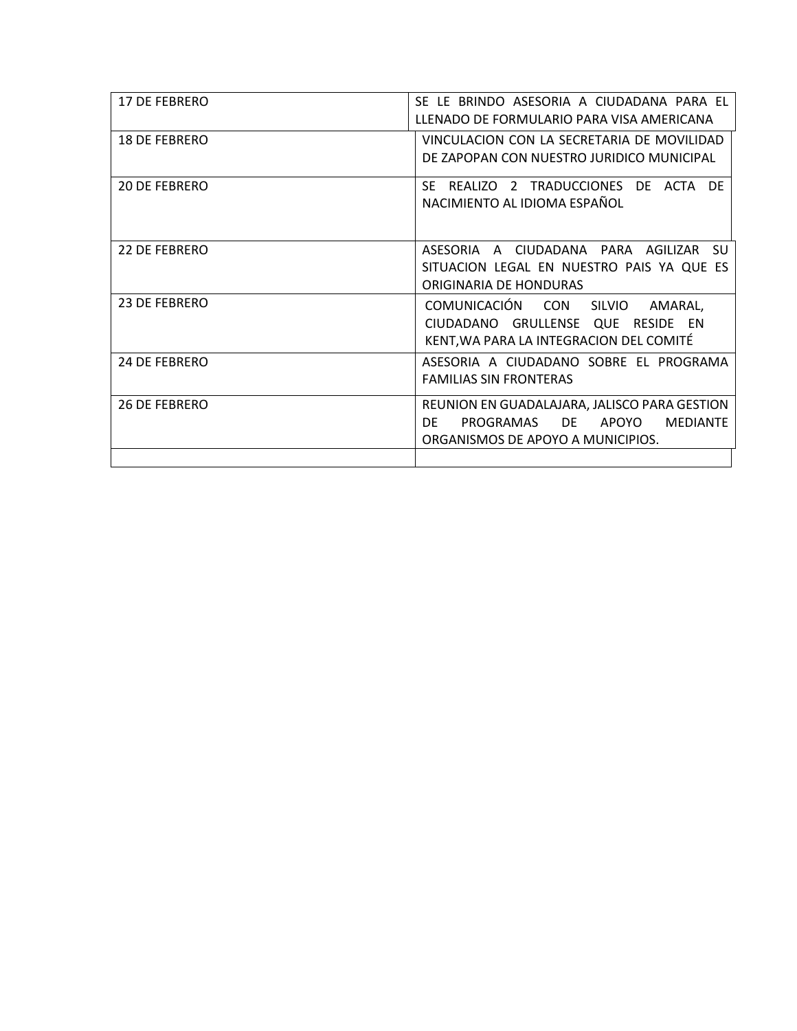| | |
|---|---|
| 17 DE FEBRERO | SE LE BRINDO ASESORIA A CIUDADANA PARA EL LLENADO DE FORMULARIO PARA VISA AMERICANA |
| 18 DE FEBRERO | VINCULACION CON LA SECRETARIA DE MOVILIDAD DE ZAPOPAN CON NUESTRO JURIDICO MUNICIPAL |
| 20 DE FEBRERO | SE REALIZO 2 TRADUCCIONES DE ACTA DE NACIMIENTO AL IDIOMA ESPAÑOL |
| 22 DE FEBRERO | ASESORIA A CIUDADANA PARA AGILIZAR SU SITUACION LEGAL EN NUESTRO PAIS YA QUE ES ORIGINARIA DE HONDURAS |
| 23 DE FEBRERO | COMUNICACIÓN CON SILVIO AMARAL, CIUDADANO GRULLENSE QUE RESIDE EN KENT,WA PARA LA INTEGRACION DEL COMITÉ |
| 24 DE FEBRERO | ASESORIA A CIUDADANO SOBRE EL PROGRAMA FAMILIAS SIN FRONTERAS |
| 26 DE FEBRERO | REUNION EN GUADALAJARA, JALISCO PARA GESTION DE PROGRAMAS DE APOYO MEDIANTE ORGANISMOS DE APOYO A MUNICIPIOS. |
| | |